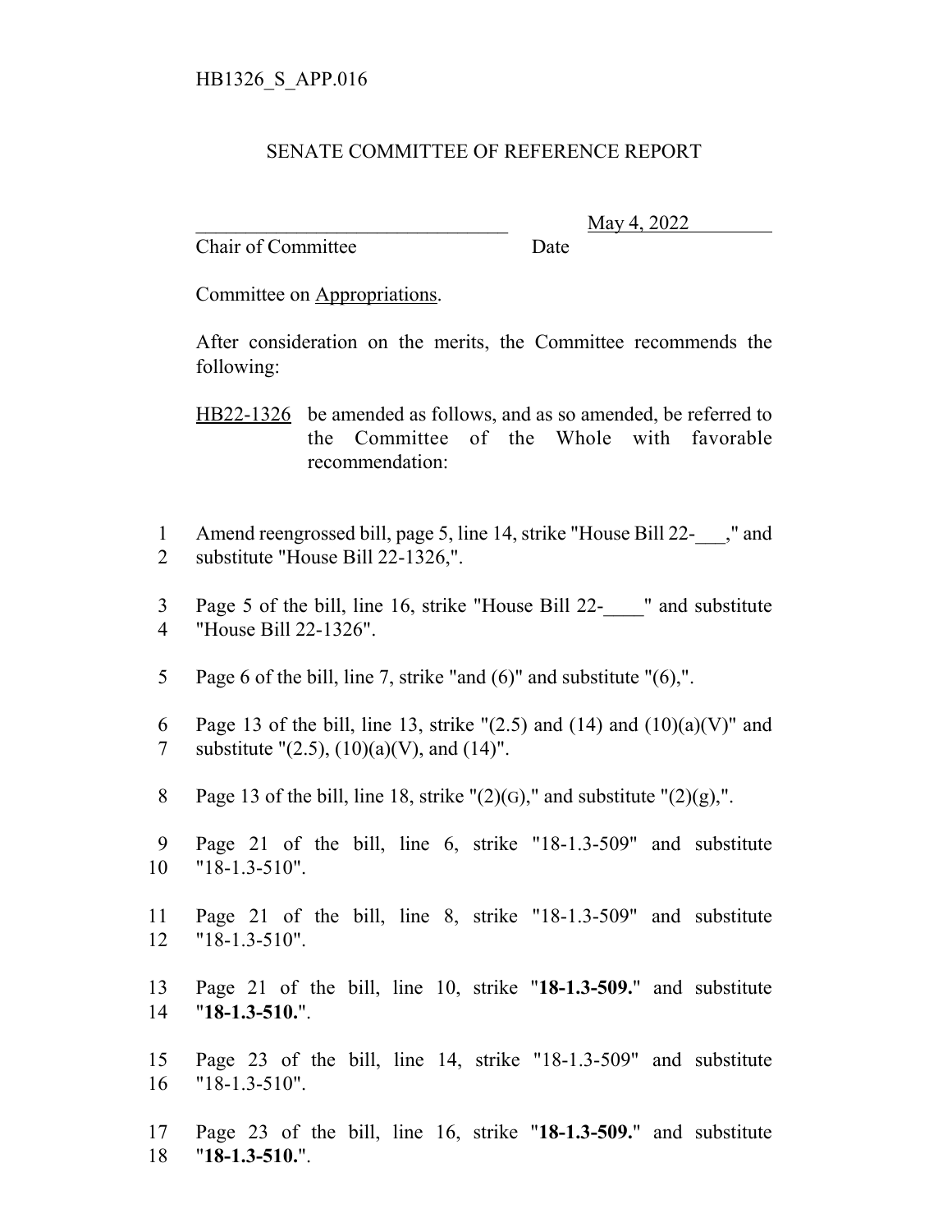HB1326_S_APP.016

# SENATE COMMITTEE OF REFERENCE REPORT

________________________________ May 4, 2022
Chair of Committee Date

Committee on Appropriations.

After consideration on the merits, the Committee recommends the following:

HB22-1326 be amended as follows, and as so amended, be referred to the Committee of the Whole with favorable recommendation:

1 Amend reengrossed bill, page 5, line 14, strike "House Bill 22-___," and
2 substitute "House Bill 22-1326,".

3 Page 5 of the bill, line 16, strike "House Bill 22-____" and substitute
4 "House Bill 22-1326".

5 Page 6 of the bill, line 7, strike "and (6)" and substitute "(6),".

6 Page 13 of the bill, line 13, strike "(2.5) and (14) and (10)(a)(V)" and
7 substitute "(2.5), (10)(a)(V), and (14)".

8 Page 13 of the bill, line 18, strike "(2)(G)," and substitute "(2)(g),".

9 Page 21 of the bill, line 6, strike "18-1.3-509" and substitute
10 "18-1.3-510".

11 Page 21 of the bill, line 8, strike "18-1.3-509" and substitute
12 "18-1.3-510".

13 Page 21 of the bill, line 10, strike "**18-1.3-509.**" and substitute
14 "**18-1.3-510.**".

15 Page 23 of the bill, line 14, strike "18-1.3-509" and substitute
16 "18-1.3-510".

17 Page 23 of the bill, line 16, strike "**18-1.3-509.**" and substitute
18 "**18-1.3-510.**".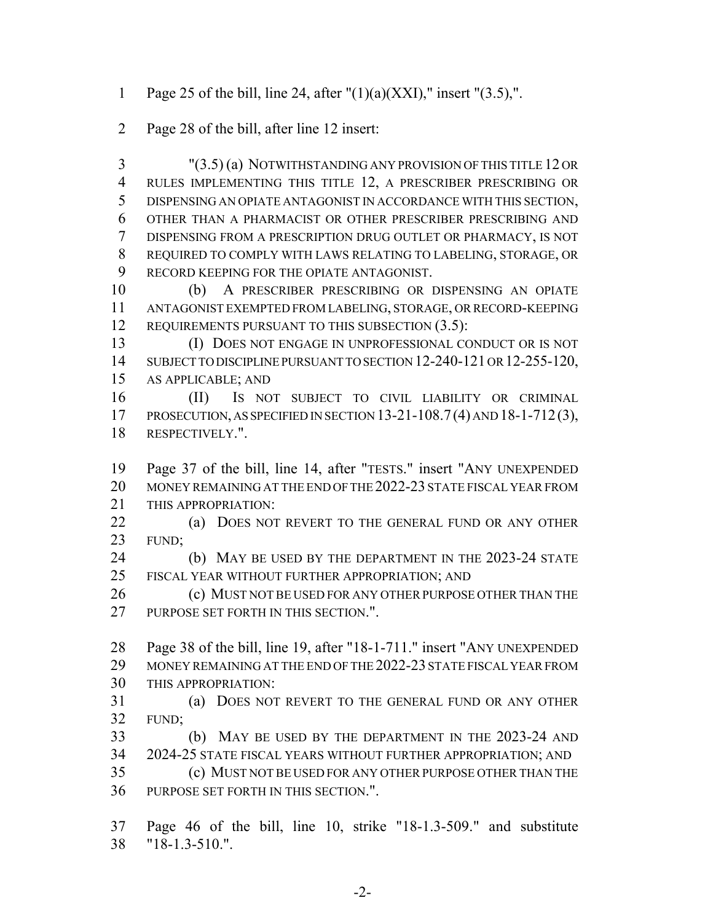Page 25 of the bill, line 24, after "(1)(a)(XXI)," insert "(3.5),".

Page 28 of the bill, after line 12 insert:

"(3.5) (a) NOTWITHSTANDING ANY PROVISION OF THIS TITLE 12 OR RULES IMPLEMENTING THIS TITLE 12, A PRESCRIBER PRESCRIBING OR DISPENSING AN OPIATE ANTAGONIST IN ACCORDANCE WITH THIS SECTION, OTHER THAN A PHARMACIST OR OTHER PRESCRIBER PRESCRIBING AND DISPENSING FROM A PRESCRIPTION DRUG OUTLET OR PHARMACY, IS NOT REQUIRED TO COMPLY WITH LAWS RELATING TO LABELING, STORAGE, OR RECORD KEEPING FOR THE OPIATE ANTAGONIST.

(b) A PRESCRIBER PRESCRIBING OR DISPENSING AN OPIATE ANTAGONIST EXEMPTED FROM LABELING, STORAGE, OR RECORD-KEEPING REQUIREMENTS PURSUANT TO THIS SUBSECTION (3.5):

(I) DOES NOT ENGAGE IN UNPROFESSIONAL CONDUCT OR IS NOT SUBJECT TO DISCIPLINE PURSUANT TO SECTION 12-240-121 OR 12-255-120, AS APPLICABLE; AND

(II) IS NOT SUBJECT TO CIVIL LIABILITY OR CRIMINAL PROSECUTION, AS SPECIFIED IN SECTION 13-21-108.7 (4) AND 18-1-712 (3), RESPECTIVELY.".

Page 37 of the bill, line 14, after "TESTS." insert "ANY UNEXPENDED MONEY REMAINING AT THE END OF THE 2022-23 STATE FISCAL YEAR FROM THIS APPROPRIATION:

(a) DOES NOT REVERT TO THE GENERAL FUND OR ANY OTHER FUND;

(b) MAY BE USED BY THE DEPARTMENT IN THE 2023-24 STATE FISCAL YEAR WITHOUT FURTHER APPROPRIATION; AND

(c) MUST NOT BE USED FOR ANY OTHER PURPOSE OTHER THAN THE PURPOSE SET FORTH IN THIS SECTION.".

Page 38 of the bill, line 19, after "18-1-711." insert "ANY UNEXPENDED MONEY REMAINING AT THE END OF THE 2022-23 STATE FISCAL YEAR FROM THIS APPROPRIATION:

(a) DOES NOT REVERT TO THE GENERAL FUND OR ANY OTHER FUND;

(b) MAY BE USED BY THE DEPARTMENT IN THE 2023-24 AND 2024-25 STATE FISCAL YEARS WITHOUT FURTHER APPROPRIATION; AND

(c) MUST NOT BE USED FOR ANY OTHER PURPOSE OTHER THAN THE PURPOSE SET FORTH IN THIS SECTION.".

Page 46 of the bill, line 10, strike "18-1.3-509." and substitute "18-1.3-510.".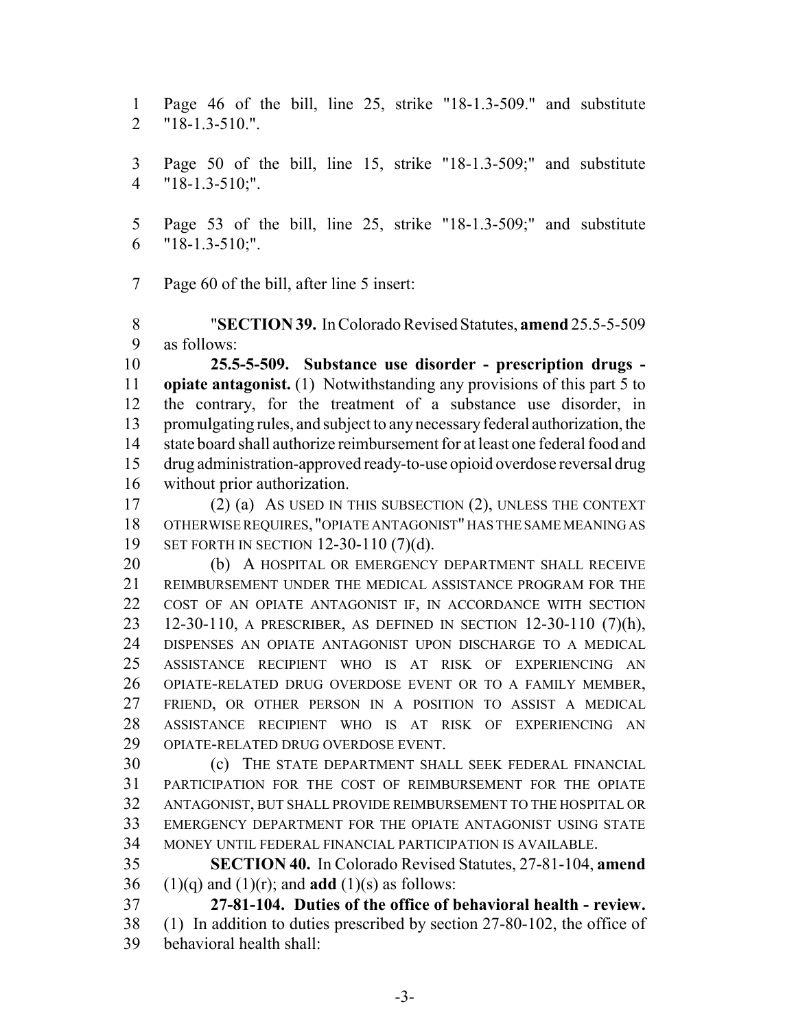Page 46 of the bill, line 25, strike "18-1.3-509." and substitute "18-1.3-510.".

Page 50 of the bill, line 15, strike "18-1.3-509;" and substitute "18-1.3-510;".

Page 53 of the bill, line 25, strike "18-1.3-509;" and substitute "18-1.3-510;".

Page 60 of the bill, after line 5 insert:

"**SECTION 39.** In Colorado Revised Statutes, **amend** 25.5-5-509 as follows:

**25.5-5-509. Substance use disorder - prescription drugs - opiate antagonist.** (1) Notwithstanding any provisions of this part 5 to the contrary, for the treatment of a substance use disorder, in promulgating rules, and subject to any necessary federal authorization, the state board shall authorize reimbursement for at least one federal food and drug administration-approved ready-to-use opioid overdose reversal drug without prior authorization.

(2) (a) AS USED IN THIS SUBSECTION (2), UNLESS THE CONTEXT OTHERWISE REQUIRES, "OPIATE ANTAGONIST" HAS THE SAME MEANING AS SET FORTH IN SECTION 12-30-110 (7)(d).

(b) A HOSPITAL OR EMERGENCY DEPARTMENT SHALL RECEIVE REIMBURSEMENT UNDER THE MEDICAL ASSISTANCE PROGRAM FOR THE COST OF AN OPIATE ANTAGONIST IF, IN ACCORDANCE WITH SECTION 12-30-110, A PRESCRIBER, AS DEFINED IN SECTION 12-30-110 (7)(h), DISPENSES AN OPIATE ANTAGONIST UPON DISCHARGE TO A MEDICAL ASSISTANCE RECIPIENT WHO IS AT RISK OF EXPERIENCING AN OPIATE-RELATED DRUG OVERDOSE EVENT OR TO A FAMILY MEMBER, FRIEND, OR OTHER PERSON IN A POSITION TO ASSIST A MEDICAL ASSISTANCE RECIPIENT WHO IS AT RISK OF EXPERIENCING AN OPIATE-RELATED DRUG OVERDOSE EVENT.

(c) THE STATE DEPARTMENT SHALL SEEK FEDERAL FINANCIAL PARTICIPATION FOR THE COST OF REIMBURSEMENT FOR THE OPIATE ANTAGONIST, BUT SHALL PROVIDE REIMBURSEMENT TO THE HOSPITAL OR EMERGENCY DEPARTMENT FOR THE OPIATE ANTAGONIST USING STATE MONEY UNTIL FEDERAL FINANCIAL PARTICIPATION IS AVAILABLE.

**SECTION 40.** In Colorado Revised Statutes, 27-81-104, **amend** (1)(q) and (1)(r); and **add** (1)(s) as follows:

**27-81-104. Duties of the office of behavioral health - review.** (1) In addition to duties prescribed by section 27-80-102, the office of behavioral health shall: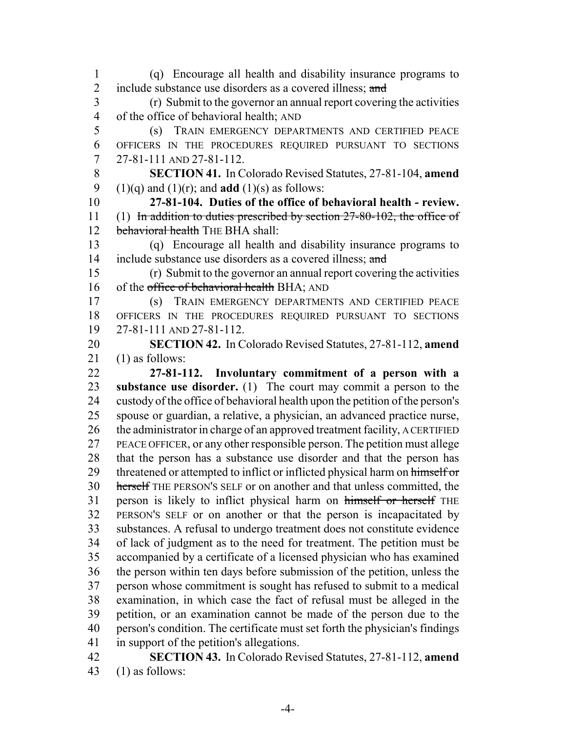(q) Encourage all health and disability insurance programs to include substance use disorders as a covered illness; ~~and~~

(r) Submit to the governor an annual report covering the activities of the office of behavioral health; AND

(s) TRAIN EMERGENCY DEPARTMENTS AND CERTIFIED PEACE OFFICERS IN THE PROCEDURES REQUIRED PURSUANT TO SECTIONS 27-81-111 AND 27-81-112.

**SECTION 41.** In Colorado Revised Statutes, 27-81-104, **amend** (1)(q) and (1)(r); and **add** (1)(s) as follows:

**27-81-104. Duties of the office of behavioral health - review.** (1) ~~In addition to duties prescribed by section 27-80-102, the office of behavioral health~~ THE BHA shall:

(q) Encourage all health and disability insurance programs to include substance use disorders as a covered illness; ~~and~~

(r) Submit to the governor an annual report covering the activities of the ~~office of behavioral health~~ BHA; AND

(s) TRAIN EMERGENCY DEPARTMENTS AND CERTIFIED PEACE OFFICERS IN THE PROCEDURES REQUIRED PURSUANT TO SECTIONS 27-81-111 AND 27-81-112.

**SECTION 42.** In Colorado Revised Statutes, 27-81-112, **amend** (1) as follows:

**27-81-112. Involuntary commitment of a person with a substance use disorder.** (1) The court may commit a person to the custody of the office of behavioral health upon the petition of the person's spouse or guardian, a relative, a physician, an advanced practice nurse, the administrator in charge of an approved treatment facility, A CERTIFIED PEACE OFFICER, or any other responsible person. The petition must allege that the person has a substance use disorder and that the person has threatened or attempted to inflict or inflicted physical harm on ~~himself or herself~~ THE PERSON'S SELF or on another and that unless committed, the person is likely to inflict physical harm on ~~himself or herself~~ THE PERSON'S SELF or on another or that the person is incapacitated by substances. A refusal to undergo treatment does not constitute evidence of lack of judgment as to the need for treatment. The petition must be accompanied by a certificate of a licensed physician who has examined the person within ten days before submission of the petition, unless the person whose commitment is sought has refused to submit to a medical examination, in which case the fact of refusal must be alleged in the petition, or an examination cannot be made of the person due to the person's condition. The certificate must set forth the physician's findings in support of the petition's allegations.

**SECTION 43.** In Colorado Revised Statutes, 27-81-112, **amend** (1) as follows: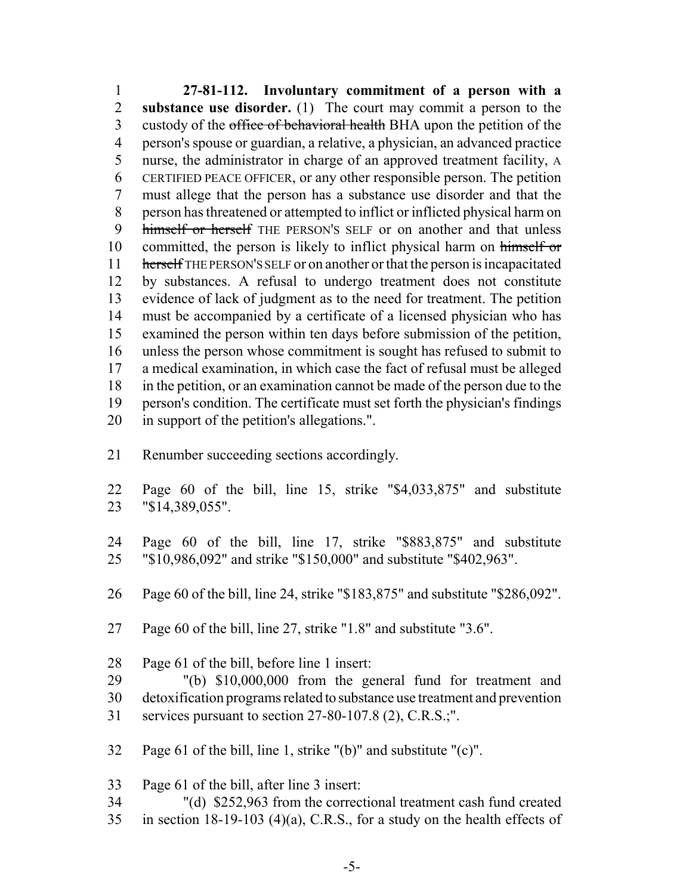**27-81-112. Involuntary commitment of a person with a substance use disorder.** (1) The court may commit a person to the custody of the ~~office of behavioral health~~ BHA upon the petition of the person's spouse or guardian, a relative, a physician, an advanced practice nurse, the administrator in charge of an approved treatment facility, A CERTIFIED PEACE OFFICER, or any other responsible person. The petition must allege that the person has a substance use disorder and that the person has threatened or attempted to inflict or inflicted physical harm on ~~himself or herself~~ THE PERSON'S SELF or on another and that unless committed, the person is likely to inflict physical harm on ~~himself or herself~~ THE PERSON'S SELF or on another or that the person is incapacitated by substances. A refusal to undergo treatment does not constitute evidence of lack of judgment as to the need for treatment. The petition must be accompanied by a certificate of a licensed physician who has examined the person within ten days before submission of the petition, unless the person whose commitment is sought has refused to submit to a medical examination, in which case the fact of refusal must be alleged in the petition, or an examination cannot be made of the person due to the person's condition. The certificate must set forth the physician's findings in support of the petition's allegations.".

Renumber succeeding sections accordingly.

Page 60 of the bill, line 15, strike "$4,033,875" and substitute "$14,389,055".

Page 60 of the bill, line 17, strike "$883,875" and substitute "$10,986,092" and strike "$150,000" and substitute "$402,963".

Page 60 of the bill, line 24, strike "$183,875" and substitute "$286,092".

Page 60 of the bill, line 27, strike "1.8" and substitute "3.6".

Page 61 of the bill, before line 1 insert:

"(b) $10,000,000 from the general fund for treatment and detoxification programs related to substance use treatment and prevention services pursuant to section 27-80-107.8 (2), C.R.S.;".

Page 61 of the bill, line 1, strike "(b)" and substitute "(c)".

Page 61 of the bill, after line 3 insert:

"(d) $252,963 from the correctional treatment cash fund created in section 18-19-103 (4)(a), C.R.S., for a study on the health effects of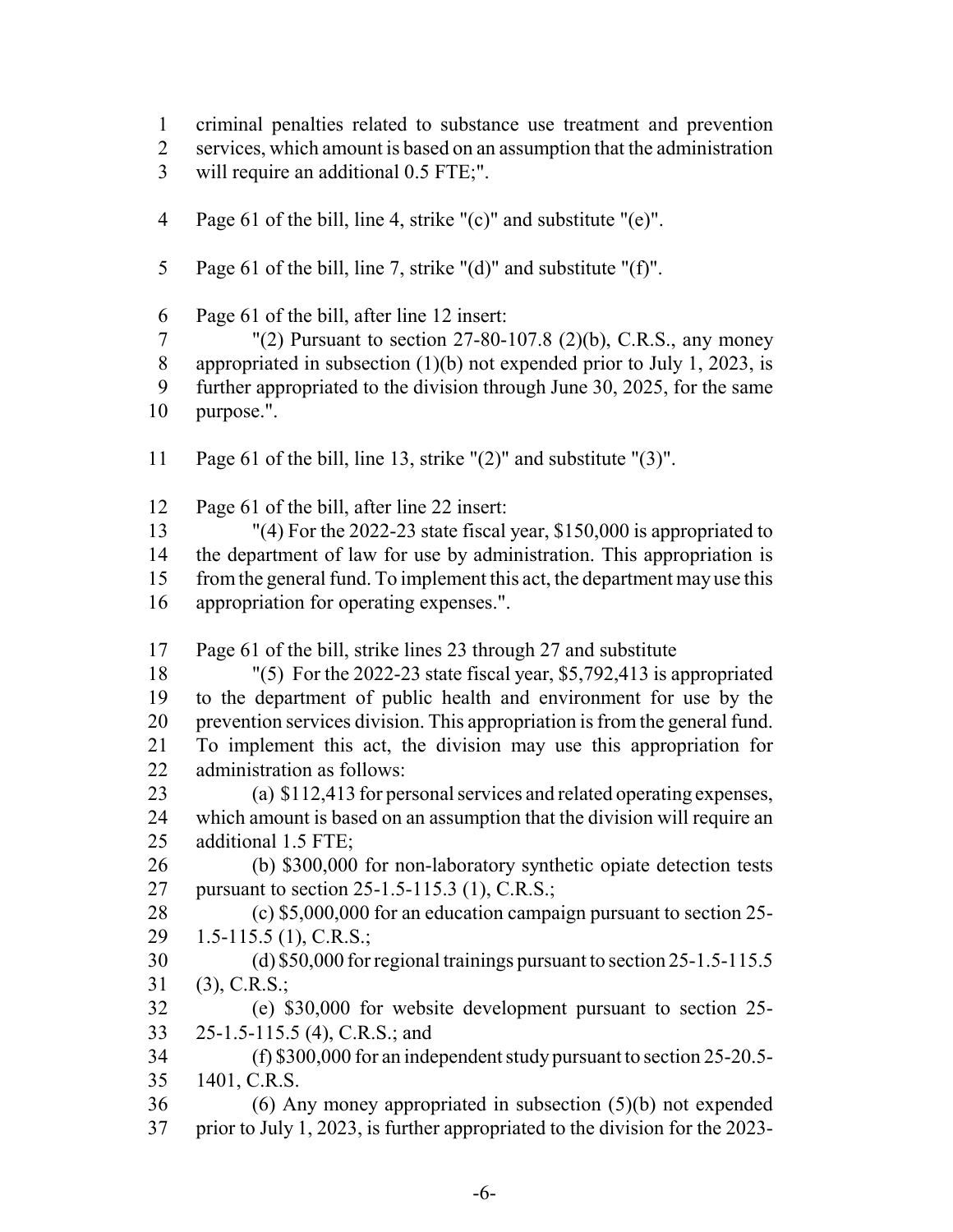criminal penalties related to substance use treatment and prevention services, which amount is based on an assumption that the administration will require an additional 0.5 FTE;".

Page 61 of the bill, line 4, strike "(c)" and substitute "(e)".

Page 61 of the bill, line 7, strike "(d)" and substitute "(f)".

Page 61 of the bill, after line 12 insert:

"(2) Pursuant to section 27-80-107.8 (2)(b), C.R.S., any money appropriated in subsection (1)(b) not expended prior to July 1, 2023, is further appropriated to the division through June 30, 2025, for the same purpose.".

Page 61 of the bill, line 13, strike "(2)" and substitute "(3)".

Page 61 of the bill, after line 22 insert:

"(4) For the 2022-23 state fiscal year, $150,000 is appropriated to the department of law for use by administration. This appropriation is from the general fund. To implement this act, the department may use this appropriation for operating expenses.".

Page 61 of the bill, strike lines 23 through 27 and substitute

"(5) For the 2022-23 state fiscal year, $5,792,413 is appropriated to the department of public health and environment for use by the prevention services division. This appropriation is from the general fund. To implement this act, the division may use this appropriation for administration as follows:

(a) $112,413 for personal services and related operating expenses, which amount is based on an assumption that the division will require an additional 1.5 FTE;

(b) $300,000 for non-laboratory synthetic opiate detection tests pursuant to section 25-1.5-115.3 (1), C.R.S.;

(c) $5,000,000 for an education campaign pursuant to section 25-1.5-115.5 (1), C.R.S.;

(d) $50,000 for regional trainings pursuant to section 25-1.5-115.5 (3), C.R.S.;

(e) $30,000 for website development pursuant to section 25-25-1.5-115.5 (4), C.R.S.; and

(f) $300,000 for an independent study pursuant to section 25-20.5-1401, C.R.S.

(6) Any money appropriated in subsection (5)(b) not expended prior to July 1, 2023, is further appropriated to the division for the 2023-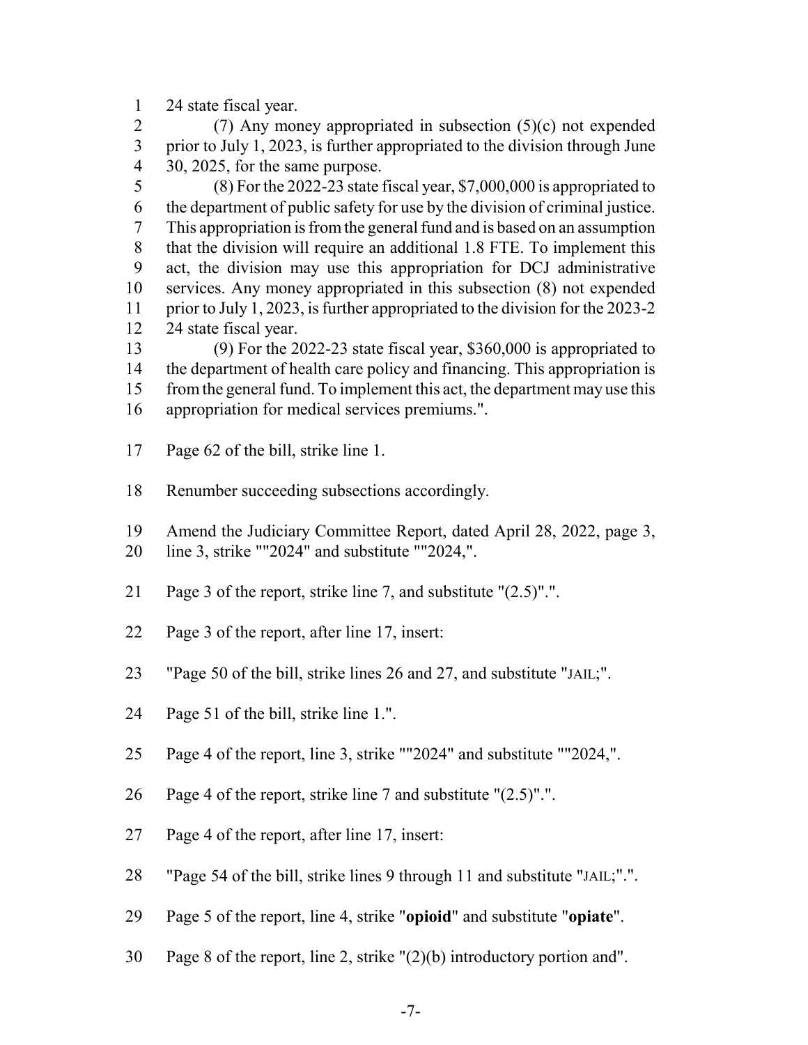24 state fiscal year.

(7) Any money appropriated in subsection (5)(c) not expended prior to July 1, 2023, is further appropriated to the division through June 30, 2025, for the same purpose.

(8) For the 2022-23 state fiscal year, $7,000,000 is appropriated to the department of public safety for use by the division of criminal justice. This appropriation is from the general fund and is based on an assumption that the division will require an additional 1.8 FTE. To implement this act, the division may use this appropriation for DCJ administrative services. Any money appropriated in this subsection (8) not expended prior to July 1, 2023, is further appropriated to the division for the 2023-2 24 state fiscal year.

(9) For the 2022-23 state fiscal year, $360,000 is appropriated to the department of health care policy and financing. This appropriation is from the general fund. To implement this act, the department may use this appropriation for medical services premiums.".

Page 62 of the bill, strike line 1.

Renumber succeeding subsections accordingly.

Amend the Judiciary Committee Report, dated April 28, 2022, page 3, line 3, strike ""2024" and substitute ""2024,".

Page 3 of the report, strike line 7, and substitute "(2.5)".".

Page 3 of the report, after line 17, insert:

"Page 50 of the bill, strike lines 26 and 27, and substitute "JAIL;".

Page 51 of the bill, strike line 1.".

Page 4 of the report, line 3, strike ""2024" and substitute ""2024,".

Page 4 of the report, strike line 7 and substitute "(2.5)".".

Page 4 of the report, after line 17, insert:

"Page 54 of the bill, strike lines 9 through 11 and substitute "JAIL;".".

Page 5 of the report, line 4, strike "**opioid**" and substitute "**opiate**".

Page 8 of the report, line 2, strike "(2)(b) introductory portion and".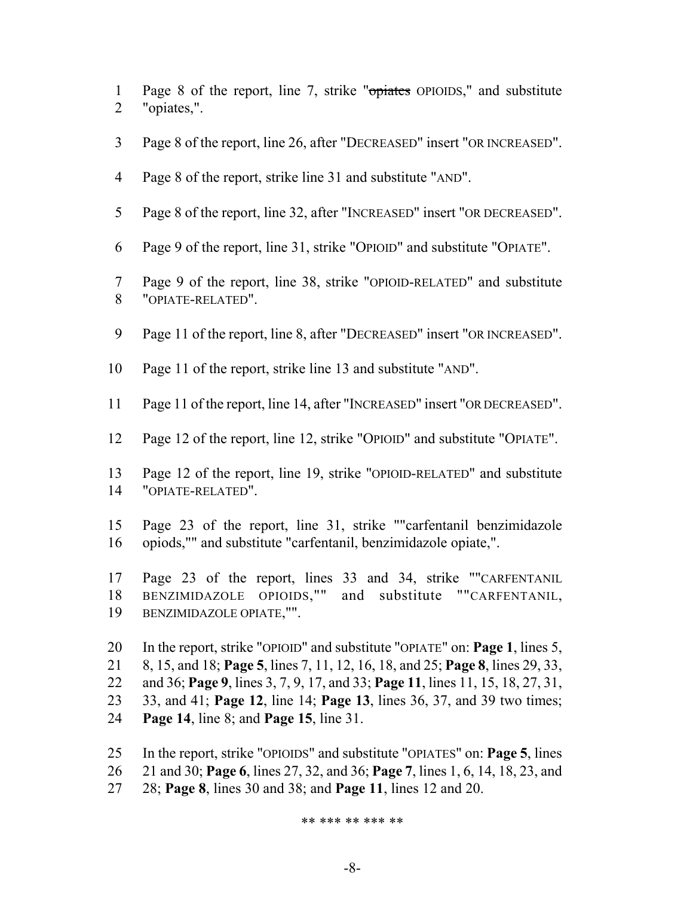1 Page 8 of the report, line 7, strike "~~opiates~~ OPIOIDS," and substitute
2 "opiates,".

3 Page 8 of the report, line 26, after "DECREASED" insert "OR INCREASED".

4 Page 8 of the report, strike line 31 and substitute "AND".

5 Page 8 of the report, line 32, after "INCREASED" insert "OR DECREASED".

6 Page 9 of the report, line 31, strike "OPIOID" and substitute "OPIATE".

7 Page 9 of the report, line 38, strike "OPIOID-RELATED" and substitute
8 "OPIATE-RELATED".

9 Page 11 of the report, line 8, after "DECREASED" insert "OR INCREASED".

10 Page 11 of the report, strike line 13 and substitute "AND".

11 Page 11 of the report, line 14, after "INCREASED" insert "OR DECREASED".

12 Page 12 of the report, line 12, strike "OPIOID" and substitute "OPIATE".

13 Page 12 of the report, line 19, strike "OPIOID-RELATED" and substitute
14 "OPIATE-RELATED".

15 Page 23 of the report, line 31, strike ""carfentanil benzimidazole
16 opiods,"" and substitute "carfentanil, benzimidazole opiate,".

17 Page 23 of the report, lines 33 and 34, strike ""CARFENTANIL
18 BENZIMIDAZOLE OPIOIDS,"" and substitute ""CARFENTANIL,
19 BENZIMIDAZOLE OPIATE,"".

20 In the report, strike "OPIOID" and substitute "OPIATE" on: **Page 1**, lines 5,
21 8, 15, and 18; **Page 5**, lines 7, 11, 12, 16, 18, and 25; **Page 8**, lines 29, 33,
22 and 36; **Page 9**, lines 3, 7, 9, 17, and 33; **Page 11**, lines 11, 15, 18, 27, 31,
23 33, and 41; **Page 12**, line 14; **Page 13**, lines 36, 37, and 39 two times;
24 **Page 14**, line 8; and **Page 15**, line 31.

25 In the report, strike "OPIOIDS" and substitute "OPIATES" on: **Page 5**, lines
26 21 and 30; **Page 6**, lines 27, 32, and 36; **Page 7**, lines 1, 6, 14, 18, 23, and
27 28; **Page 8**, lines 30 and 38; and **Page 11**, lines 12 and 20.

** *** ** *** **